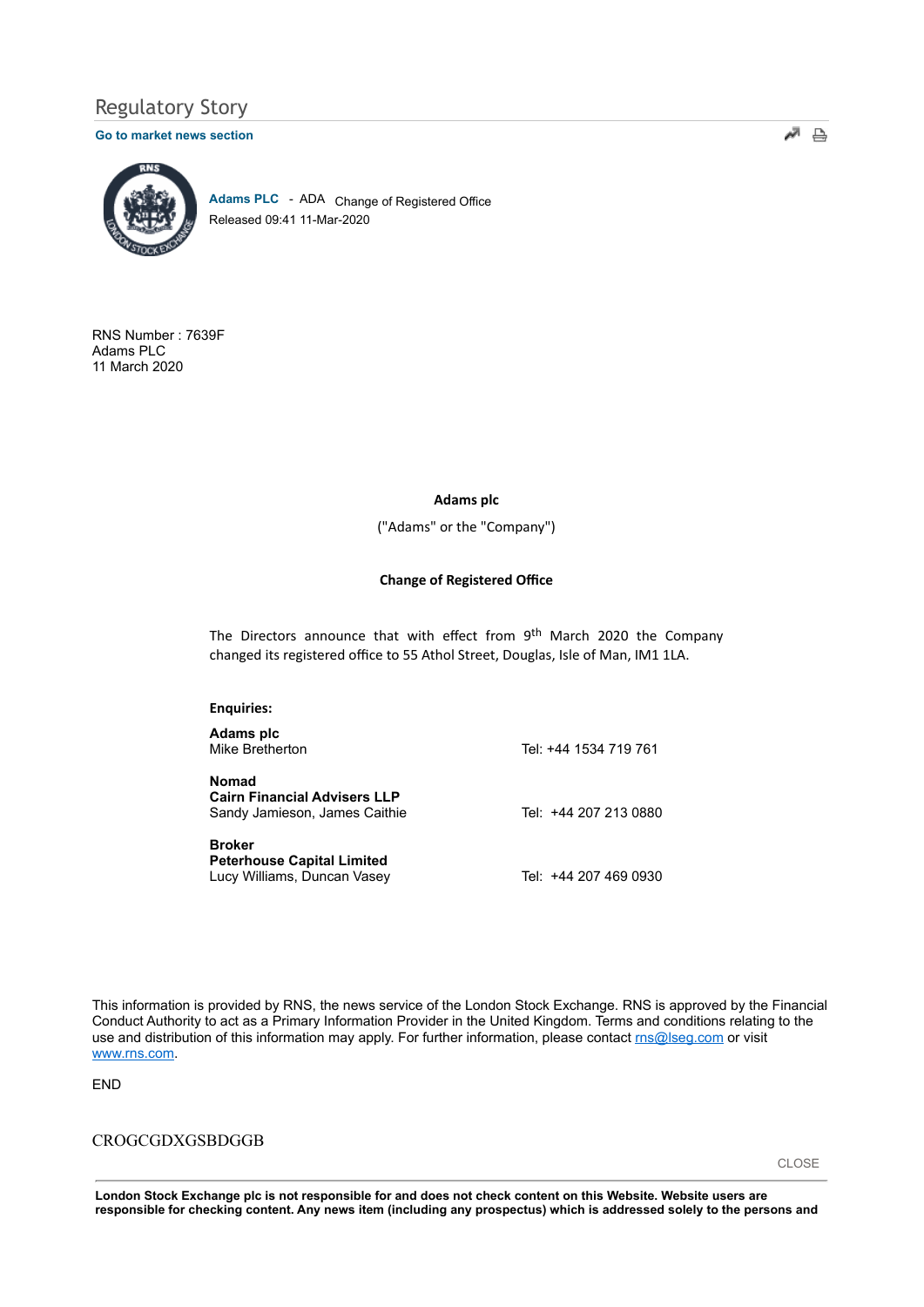# Regulatory Story

**Go to market news section**

**Adams PLC** - ADA Change of Registered Office
Released 09:41 11-Mar-2020

RNS Number : 7639F
Adams PLC
11 March 2020

**Adams plc**

("Adams" or the "Company")

**Change of Registered Office**

The Directors announce that with effect from 9th March 2020 the Company changed its registered office to 55 Athol Street, Douglas, Isle of Man, IM1 1LA.

**Enquiries:**

| | |
|---|---|
| **Adams plc**<br>Mike Bretherton | Tel: +44 1534 719 761 |
| **Nomad**<br>**Cairn Financial Advisers LLP**<br>Sandy Jamieson, James Caithie | Tel: +44 207 213 0880 |
| **Broker**<br>**Peterhouse Capital Limited**<br>Lucy Williams, Duncan Vasey | Tel: +44 207 469 0930 |

This information is provided by RNS, the news service of the London Stock Exchange. RNS is approved by the Financial Conduct Authority to act as a Primary Information Provider in the United Kingdom. Terms and conditions relating to the use and distribution of this information may apply. For further information, please contact rns@lseg.com or visit www.rns.com.

END

CROGCGDXGSBDGGB

CLOSE

**London Stock Exchange plc is not responsible for and does not check content on this Website. Website users are responsible for checking content. Any news item (including any prospectus) which is addressed solely to the persons and**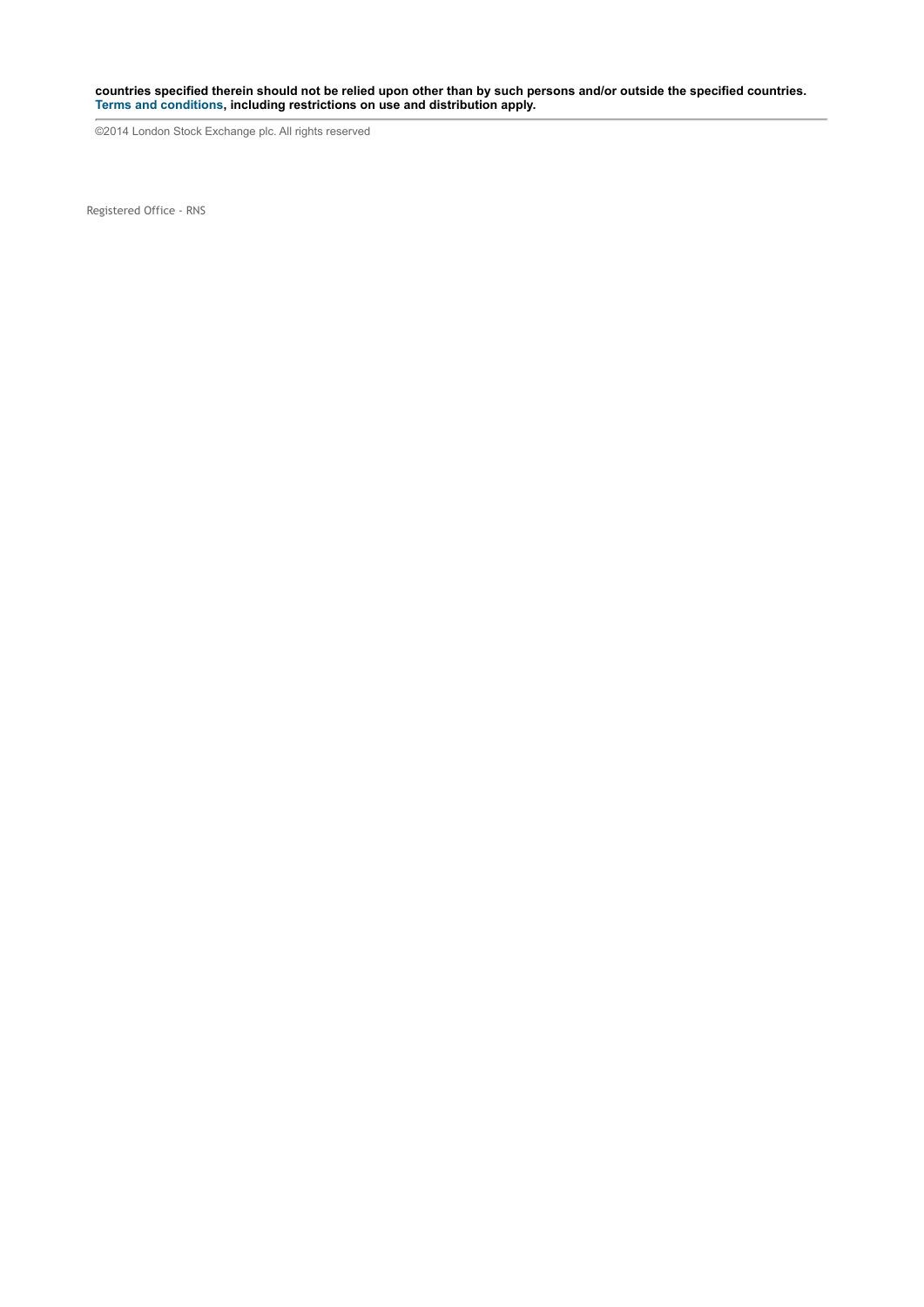**countries specified therein should not be relied upon other than by such persons and/or outside the specified countries. Terms and conditions, including restrictions on use and distribution apply.**

©2014 London Stock Exchange plc. All rights reserved

Registered Office - RNS